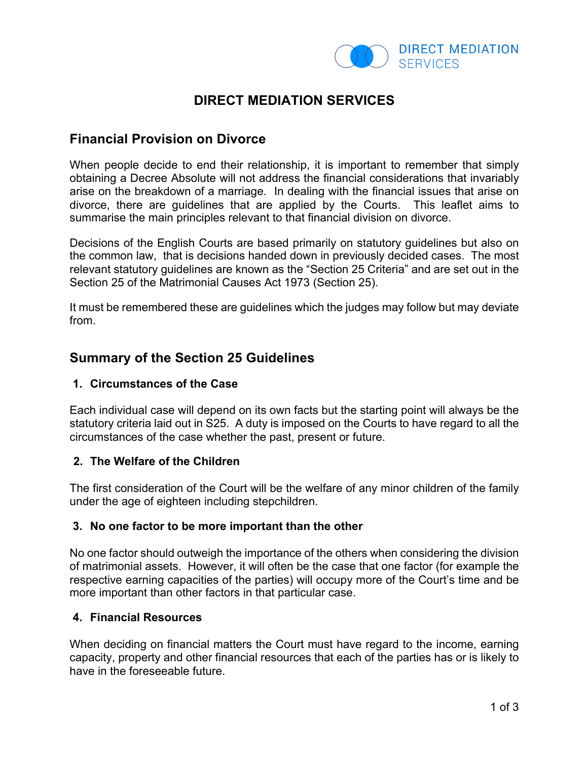# DIRECT MEDIATION SERVICES

## Financial Provision on Divorce

When people decide to end their relationship, it is important to remember that simply obtaining a Decree Absolute will not address the financial considerations that invariably arise on the breakdown of a marriage. In dealing with the financial issues that arise on divorce, there are guidelines that are applied by the Courts. This leaflet aims to summarise the main principles relevant to that financial division on divorce.

Decisions of the English Courts are based primarily on statutory guidelines but also on the common law, that is decisions handed down in previously decided cases. The most relevant statutory guidelines are known as the "Section 25 Criteria" and are set out in the Section 25 of the Matrimonial Causes Act 1973 (Section 25).

It must be remembered these are guidelines which the judges may follow but may deviate from.

## Summary of the Section 25 Guidelines

### 1. Circumstances of the Case

Each individual case will depend on its own facts but the starting point will always be the statutory criteria laid out in S25. A duty is imposed on the Courts to have regard to all the circumstances of the case whether the past, present or future.

### 2. The Welfare of the Children

The first consideration of the Court will be the welfare of any minor children of the family under the age of eighteen including stepchildren.

### 3. No one factor to be more important than the other

No one factor should outweigh the importance of the others when considering the division of matrimonial assets. However, it will often be the case that one factor (for example the respective earning capacities of the parties) will occupy more of the Court's time and be more important than other factors in that particular case.

### 4. Financial Resources

When deciding on financial matters the Court must have regard to the income, earning capacity, property and other financial resources that each of the parties has or is likely to have in the foreseeable future.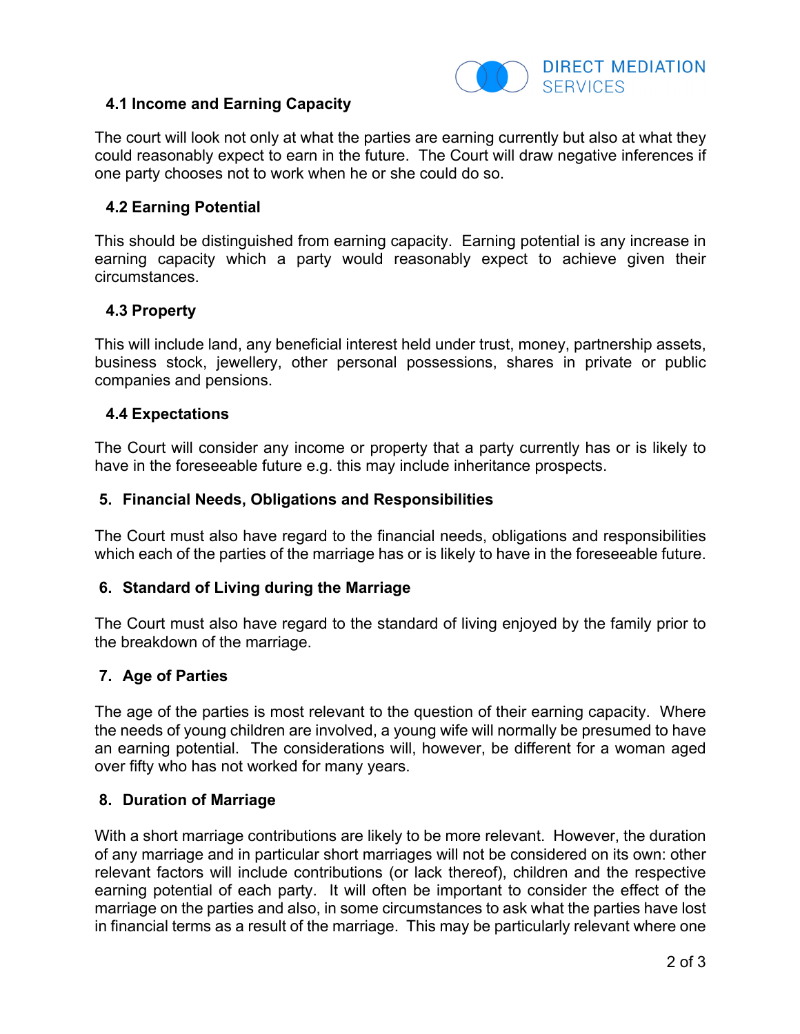### 4.1 Income and Earning Capacity

The court will look not only at what the parties are earning currently but also at what they could reasonably expect to earn in the future. The Court will draw negative inferences if one party chooses not to work when he or she could do so.

### 4.2 Earning Potential

This should be distinguished from earning capacity. Earning potential is any increase in earning capacity which a party would reasonably expect to achieve given their circumstances.

### 4.3 Property

This will include land, any beneficial interest held under trust, money, partnership assets, business stock, jewellery, other personal possessions, shares in private or public companies and pensions.

### 4.4 Expectations

The Court will consider any income or property that a party currently has or is likely to have in the foreseeable future e.g. this may include inheritance prospects.

## 5. Financial Needs, Obligations and Responsibilities

The Court must also have regard to the financial needs, obligations and responsibilities which each of the parties of the marriage has or is likely to have in the foreseeable future.

## 6. Standard of Living during the Marriage

The Court must also have regard to the standard of living enjoyed by the family prior to the breakdown of the marriage.

## 7. Age of Parties

The age of the parties is most relevant to the question of their earning capacity. Where the needs of young children are involved, a young wife will normally be presumed to have an earning potential. The considerations will, however, be different for a woman aged over fifty who has not worked for many years.

## 8. Duration of Marriage

With a short marriage contributions are likely to be more relevant. However, the duration of any marriage and in particular short marriages will not be considered on its own: other relevant factors will include contributions (or lack thereof), children and the respective earning potential of each party. It will often be important to consider the effect of the marriage on the parties and also, in some circumstances to ask what the parties have lost in financial terms as a result of the marriage. This may be particularly relevant where one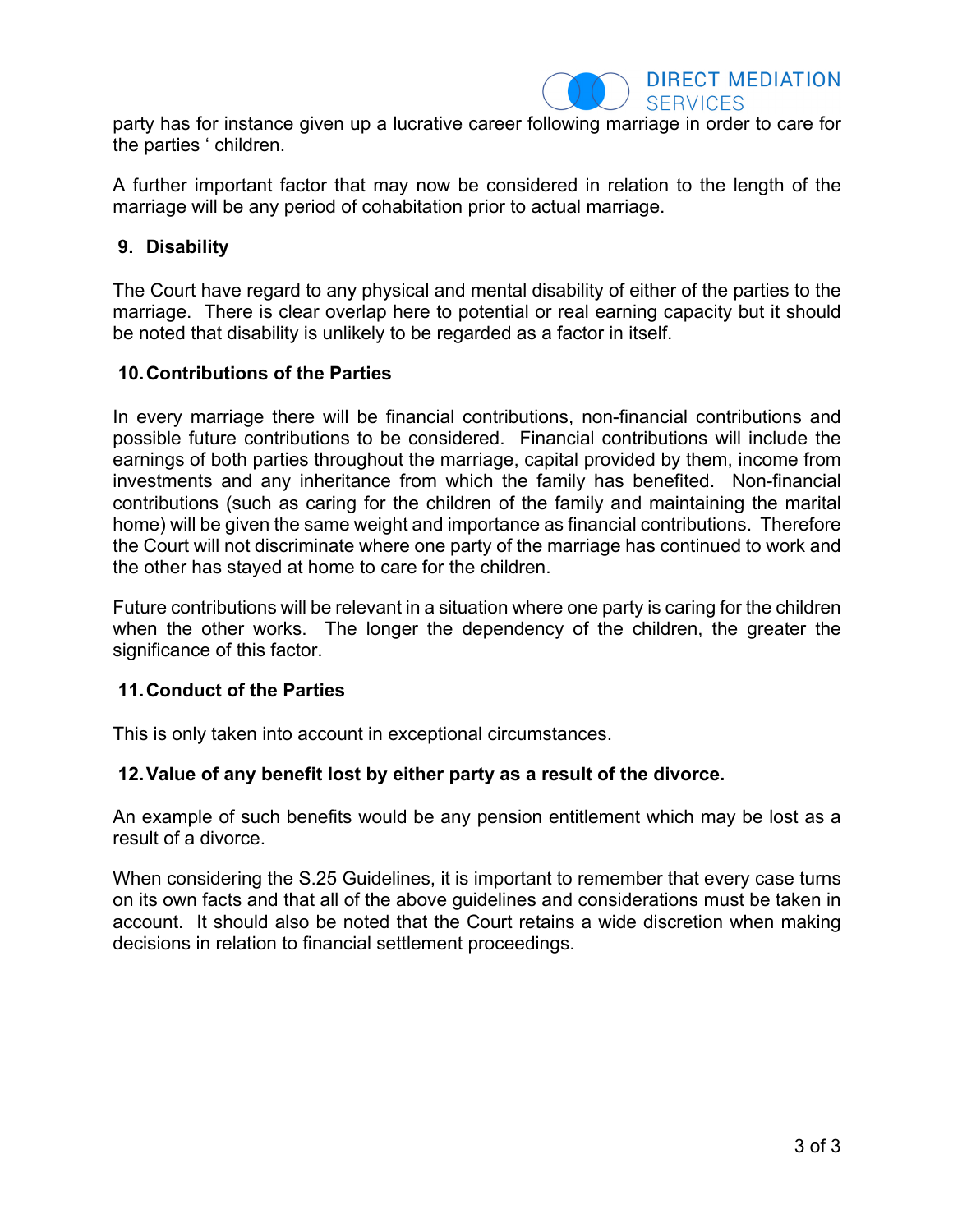party has for instance given up a lucrative career following marriage in order to care for the parties ' children.

A further important factor that may now be considered in relation to the length of the marriage will be any period of cohabitation prior to actual marriage.

### 9. Disability

The Court have regard to any physical and mental disability of either of the parties to the marriage. There is clear overlap here to potential or real earning capacity but it should be noted that disability is unlikely to be regarded as a factor in itself.

### 10. Contributions of the Parties

In every marriage there will be financial contributions, non-financial contributions and possible future contributions to be considered. Financial contributions will include the earnings of both parties throughout the marriage, capital provided by them, income from investments and any inheritance from which the family has benefited. Non-financial contributions (such as caring for the children of the family and maintaining the marital home) will be given the same weight and importance as financial contributions. Therefore the Court will not discriminate where one party of the marriage has continued to work and the other has stayed at home to care for the children.

Future contributions will be relevant in a situation where one party is caring for the children when the other works. The longer the dependency of the children, the greater the significance of this factor.

### 11. Conduct of the Parties

This is only taken into account in exceptional circumstances.

### 12. Value of any benefit lost by either party as a result of the divorce.

An example of such benefits would be any pension entitlement which may be lost as a result of a divorce.

When considering the S.25 Guidelines, it is important to remember that every case turns on its own facts and that all of the above guidelines and considerations must be taken in account. It should also be noted that the Court retains a wide discretion when making decisions in relation to financial settlement proceedings.